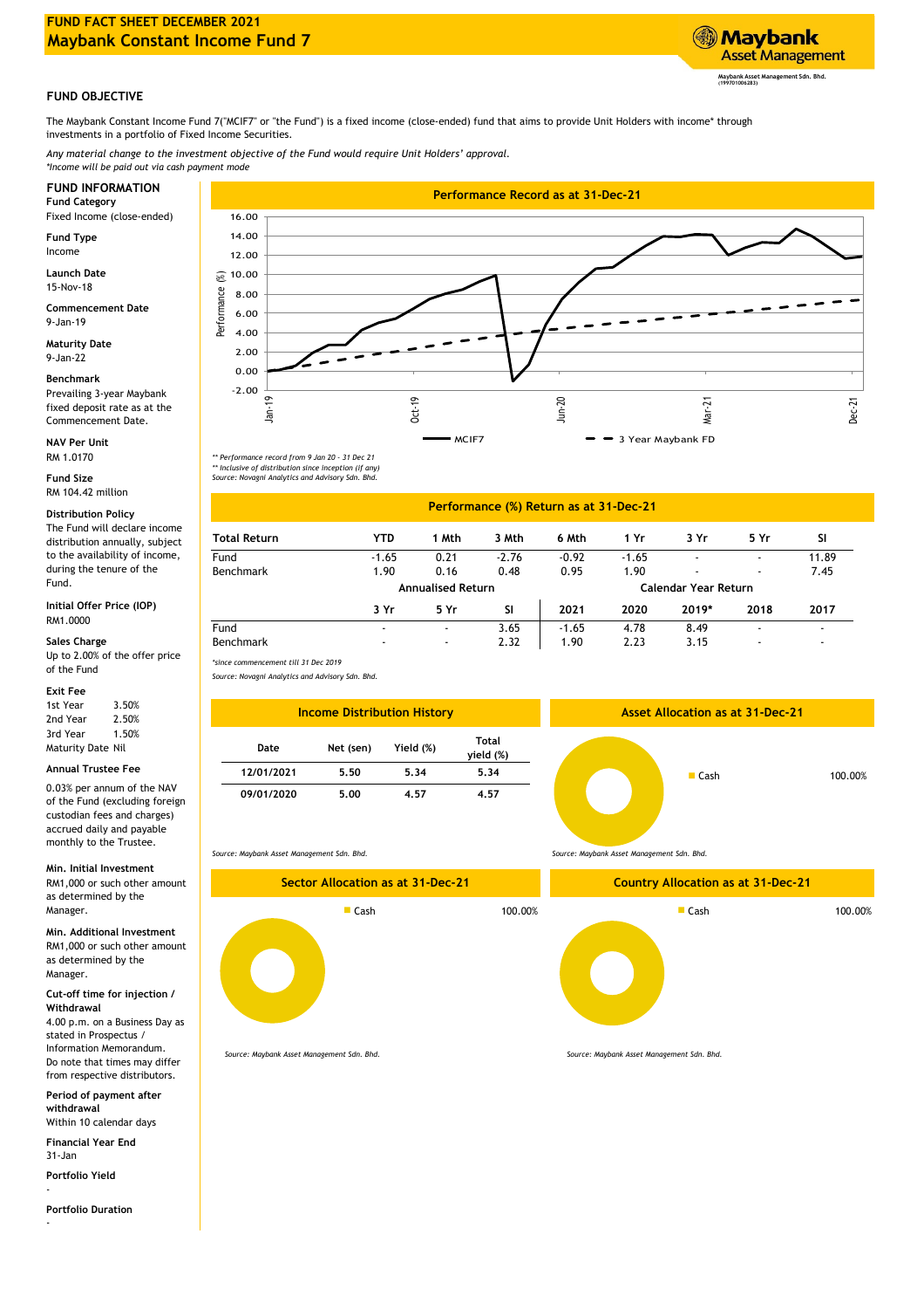# FUND FACT SHEET DECEMBER 2021
## Maybank Constant Income Fund 7

Maybank Asset Management Sdn. Bhd. (199701006283)

### FUND OBJECTIVE

The Maybank Constant Income Fund 7("MCIF7" or "the Fund") is a fixed income (close-ended) fund that aims to provide Unit Holders with income* through investments in a portfolio of Fixed Income Securities.

*Any material change to the investment objective of the Fund would require Unit Holders' approval.*
*\*Income will be paid out via cash payment mode*

### FUND INFORMATION

**Fund Category**
Fixed Income (close-ended)

**Fund Type**
Income

**Launch Date**
15-Nov-18

**Commencement Date**
9-Jan-19

**Maturity Date**
9-Jan-22

**Benchmark**
Prevailing 3-year Maybank fixed deposit rate as at the Commencement Date.

**NAV Per Unit**
RM 1.0170

**Fund Size**
RM 104.42 million

**Distribution Policy**
The Fund will declare income distribution annually, subject to the availability of income, during the tenure of the Fund.

**Initial Offer Price (IOP)**
RM1.0000

**Sales Charge**
Up to 2.00% of the offer price of the Fund

**Exit Fee**

| | |
|---|---|
| 1st Year | 3.50% |
| 2nd Year | 2.50% |
| 3rd Year | 1.50% |
| Maturity Date | Nil |

**Annual Trustee Fee**
0.03% per annum of the NAV of the Fund (excluding foreign custodian fees and charges) accrued daily and payable monthly to the Trustee.

**Min. Initial Investment**
RM1,000 or such other amount as determined by the Manager.

**Min. Additional Investment**
RM1,000 or such other amount as determined by the Manager.

**Cut-off time for injection / Withdrawal**
4.00 p.m. on a Business Day as stated in Prospectus / Information Memorandum. Do note that times may differ from respective distributors.

**Period of payment after withdrawal**
Within 10 calendar days

**Financial Year End**
31-Jan

**Portfolio Yield**
-

**Portfolio Duration**
-

### Performance Record as at 31-Dec-21

*\*\* Performance record from 9 Jan 20 - 31 Dec 21*
*\*\* Inclusive of distribution since inception (if any)*
*Source: Novagni Analytics and Advisory Sdn. Bhd.*

### Performance (%) Return as at 31-Dec-21

| Total Return | YTD | 1 Mth | 3 Mth | 6 Mth | 1 Yr | 3 Yr | 5 Yr | SI |
|---|---|---|---|---|---|---|---|---|
| Fund | -1.65 | 0.21 | -2.76 | -0.92 | -1.65 | - | - | 11.89 |
| Benchmark | 1.90 | 0.16 | 0.48 | 0.95 | 1.90 | - | - | 7.45 |

| | Annualised Return | | | Calendar Year Return | | | | |
|---|---|---|---|---|---|---|---|---|
| | 3 Yr | 5 Yr | SI | 2021 | 2020 | 2019* | 2018 | 2017 |
| Fund | - | - | 3.65 | -1.65 | 4.78 | 8.49 | - | - |
| Benchmark | - | - | 2.32 | 1.90 | 2.23 | 3.15 | - | - |

*\*since commencement till 31 Dec 2019*
*Source: Novagni Analytics and Advisory Sdn. Bhd.*

### Income Distribution History

| Date | Net (sen) | Yield (%) | Total yield (%) |
|---|---|---|---|
| 12/01/2021 | 5.50 | 5.34 | 5.34 |
| 09/01/2020 | 5.00 | 4.57 | 4.57 |

*Source: Maybank Asset Management Sdn. Bhd.*

### Asset Allocation as at 31-Dec-21

| | |
|---|---|
| Cash | 100.00% |

*Source: Maybank Asset Management Sdn. Bhd.*

### Sector Allocation as at 31-Dec-21

| | |
|---|---|
| Cash | 100.00% |

*Source: Maybank Asset Management Sdn. Bhd.*

### Country Allocation as at 31-Dec-21

| | |
|---|---|
| Cash | 100.00% |

*Source: Maybank Asset Management Sdn. Bhd.*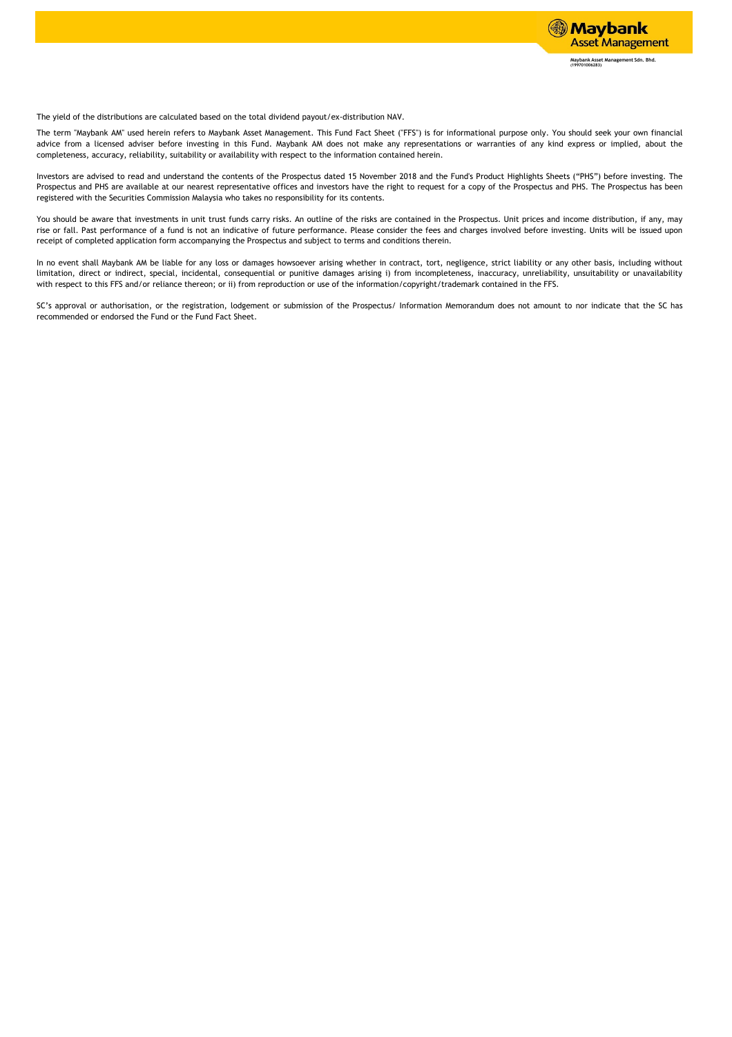The yield of the distributions are calculated based on the total dividend payout/ex-distribution NAV.

The term "Maybank AM" used herein refers to Maybank Asset Management. This Fund Fact Sheet ("FFS") is for informational purpose only. You should seek your own financial advice from a licensed adviser before investing in this Fund. Maybank AM does not make any representations or warranties of any kind express or implied, about the completeness, accuracy, reliability, suitability or availability with respect to the information contained herein.

Investors are advised to read and understand the contents of the Prospectus dated 15 November 2018 and the Fund's Product Highlights Sheets ("PHS") before investing. The Prospectus and PHS are available at our nearest representative offices and investors have the right to request for a copy of the Prospectus and PHS. The Prospectus has been registered with the Securities Commission Malaysia who takes no responsibility for its contents.

You should be aware that investments in unit trust funds carry risks. An outline of the risks are contained in the Prospectus. Unit prices and income distribution, if any, may rise or fall. Past performance of a fund is not an indicative of future performance. Please consider the fees and charges involved before investing. Units will be issued upon receipt of completed application form accompanying the Prospectus and subject to terms and conditions therein.

In no event shall Maybank AM be liable for any loss or damages howsoever arising whether in contract, tort, negligence, strict liability or any other basis, including without limitation, direct or indirect, special, incidental, consequential or punitive damages arising i) from incompleteness, inaccuracy, unreliability, unsuitability or unavailability with respect to this FFS and/or reliance thereon; or ii) from reproduction or use of the information/copyright/trademark contained in the FFS.

SC's approval or authorisation, or the registration, lodgement or submission of the Prospectus/ Information Memorandum does not amount to nor indicate that the SC has recommended or endorsed the Fund or the Fund Fact Sheet.